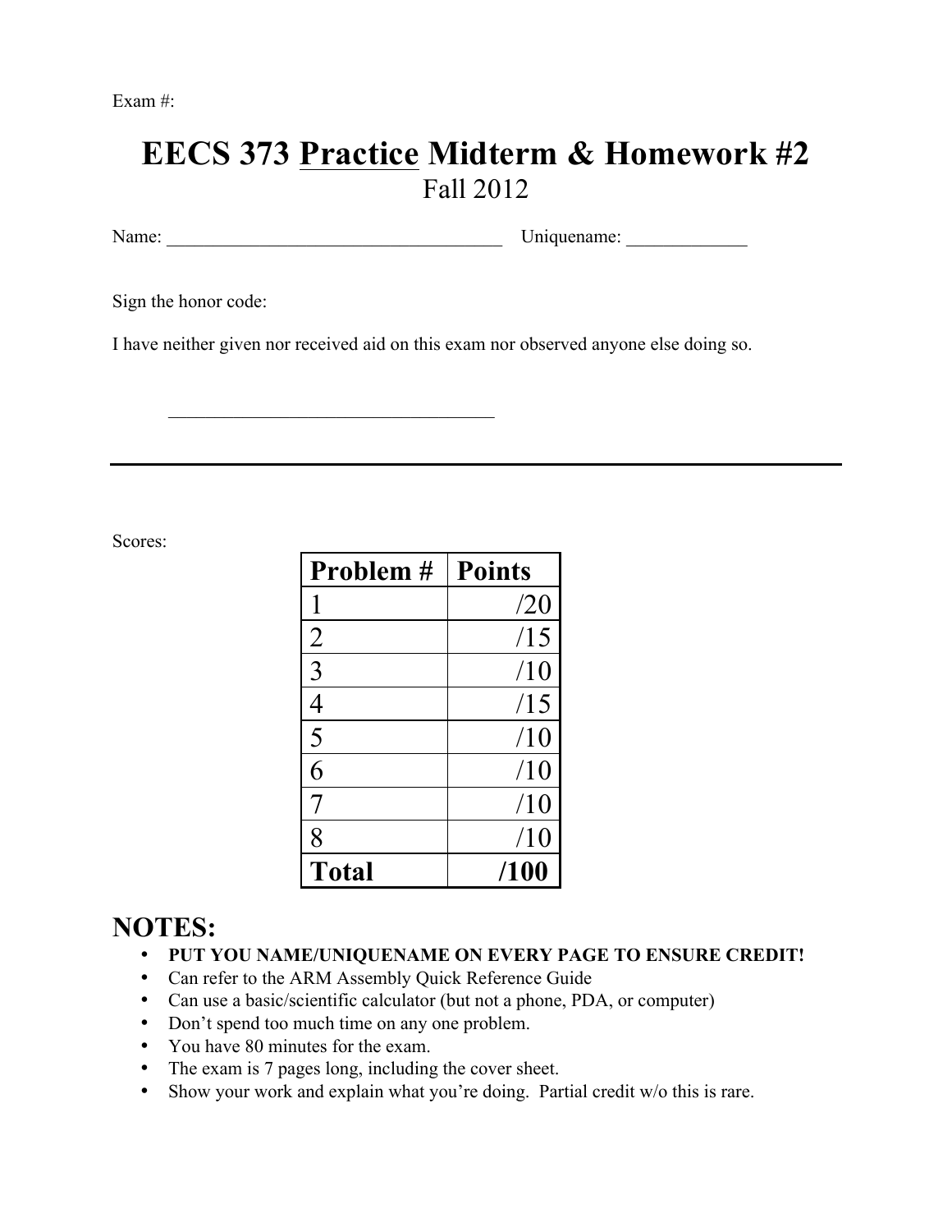Exam #:

# EECS 373 Practice Midterm & Homework #2

Fall 2012

Name: ____________________________________ Uniquename: _____________

Sign the honor code:

I have neither given nor received aid on this exam nor observed anyone else doing so.

__________________________________

---

Scores:

| Problem # | Points |
|---|---|
| 1 | /20 |
| 2 | /15 |
| 3 | /10 |
| 4 | /15 |
| 5 | /10 |
| 6 | /10 |
| 7 | /10 |
| 8 | /10 |
| **Total** | **/100** |

## NOTES:

- **PUT YOU NAME/UNIQUENAME ON EVERY PAGE TO ENSURE CREDIT!**
- Can refer to the ARM Assembly Quick Reference Guide
- Can use a basic/scientific calculator (but not a phone, PDA, or computer)
- Don't spend too much time on any one problem.
- You have 80 minutes for the exam.
- The exam is 7 pages long, including the cover sheet.
- Show your work and explain what you're doing. Partial credit w/o this is rare.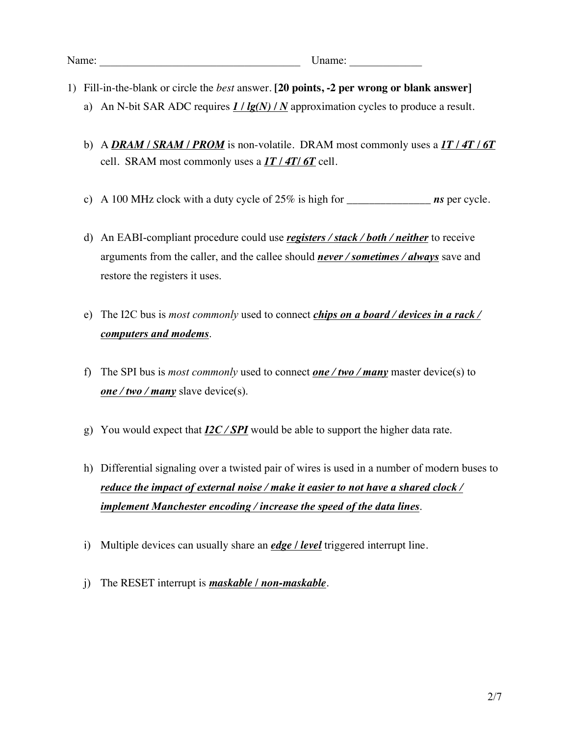Name: ____________________________________ Uname: _____________

1) Fill-in-the-blank or circle the *best* answer. **[20 points, -2 per wrong or blank answer]**

   a) An N-bit SAR ADC requires ***1 / lg(N) / N*** approximation cycles to produce a result.

   b) A ***DRAM / SRAM / PROM*** is non-volatile. DRAM most commonly uses a ***1T / 4T / 6T*** cell. SRAM most commonly uses a ***1T / 4T/ 6T*** cell.

   c) A 100 MHz clock with a duty cycle of 25% is high for _______________ ***ns*** per cycle.

   d) An EABI-compliant procedure could use ***registers / stack / both / neither*** to receive arguments from the caller, and the callee should ***never / sometimes / always*** save and restore the registers it uses.

   e) The I2C bus is *most commonly* used to connect ***chips on a board / devices in a rack / computers and modems***.

   f) The SPI bus is *most commonly* used to connect ***one / two / many*** master device(s) to ***one / two / many*** slave device(s).

   g) You would expect that ***I2C / SPI*** would be able to support the higher data rate.

   h) Differential signaling over a twisted pair of wires is used in a number of modern buses to ***reduce the impact of external noise / make it easier to not have a shared clock / implement Manchester encoding / increase the speed of the data lines***.

   i) Multiple devices can usually share an ***edge / level*** triggered interrupt line.

   j) The RESET interrupt is ***maskable / non-maskable***.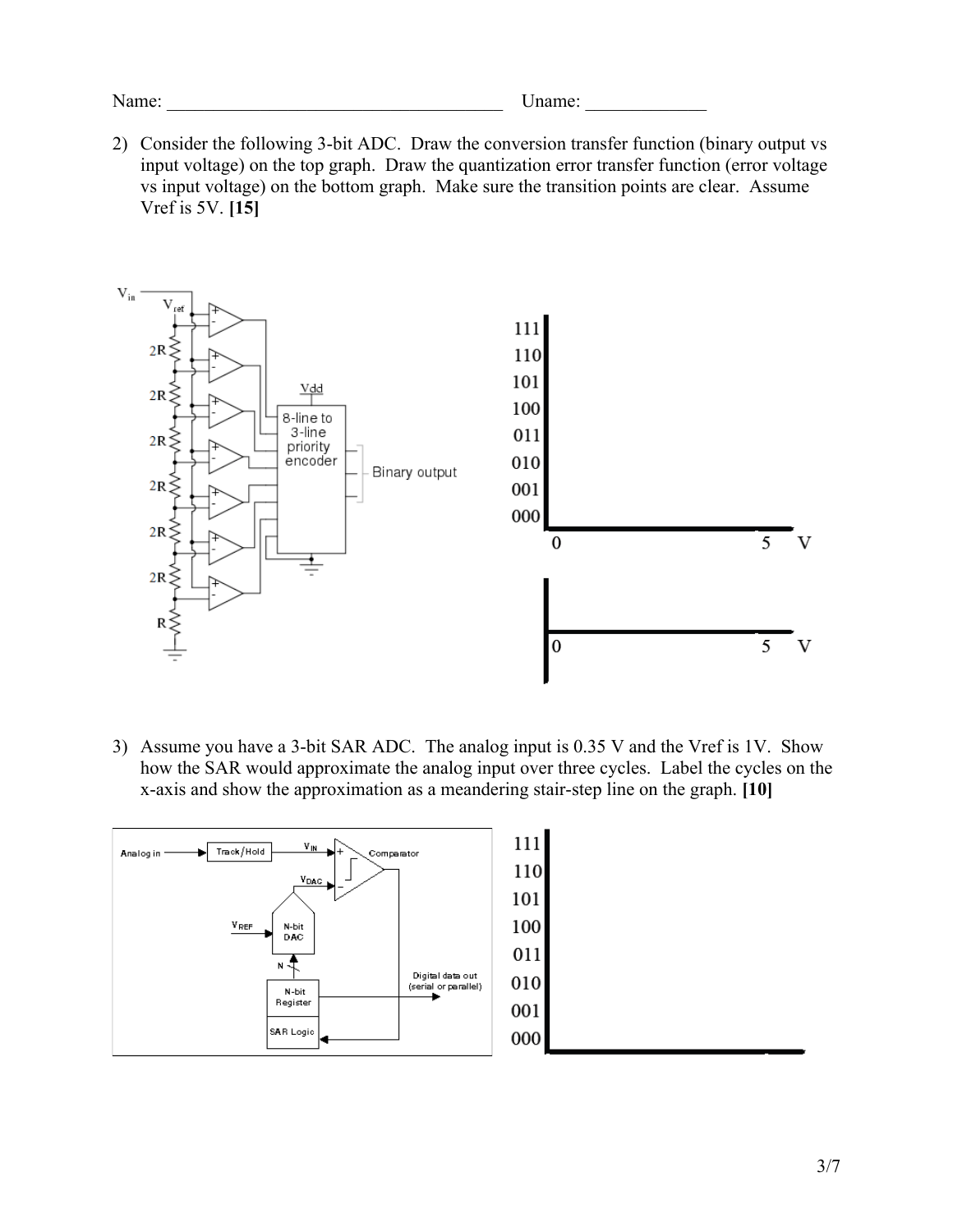Name: _____________________________________ Uname: _____________

2) Consider the following 3-bit ADC. Draw the conversion transfer function (binary output vs input voltage) on the top graph. Draw the quantization error transfer function (error voltage vs input voltage) on the bottom graph. Make sure the transition points are clear. Assume Vref is 5V. **[15]**

3) Assume you have a 3-bit SAR ADC. The analog input is 0.35 V and the Vref is 1V. Show how the SAR would approximate the analog input over three cycles. Label the cycles on the x-axis and show the approximation as a meandering stair-step line on the graph. **[10]**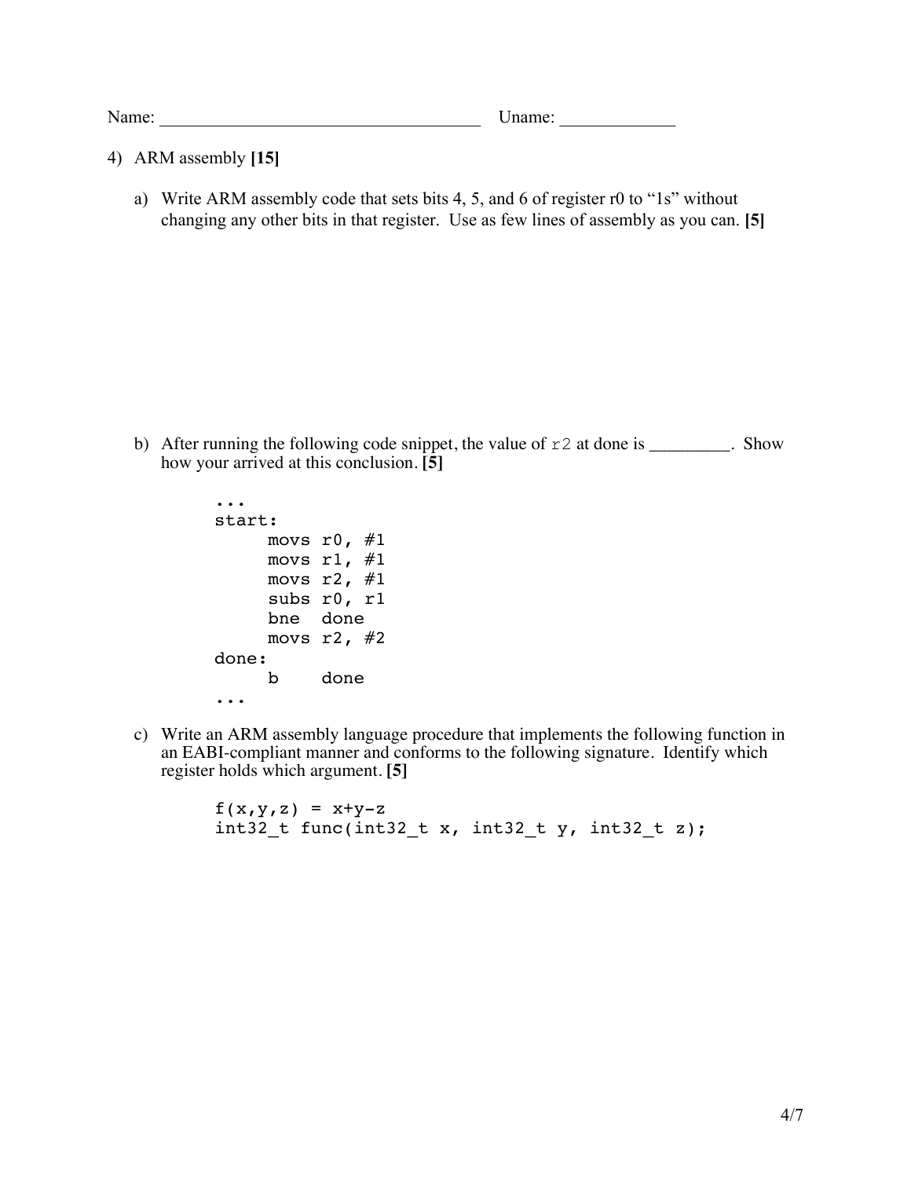Name: ___________________________________ Uname: ____________

4) ARM assembly **[15]**

a) Write ARM assembly code that sets bits 4, 5, and 6 of register r0 to "1s" without changing any other bits in that register. Use as few lines of assembly as you can. **[5]**

b) After running the following code snippet, the value of `r2` at done is _________. Show how your arrived at this conclusion. **[5]**

```
...
start:
     movs r0, #1
     movs r1, #1
     movs r2, #1
     subs r0, r1
     bne  done
     movs r2, #2
done:
     b    done
...
```

c) Write an ARM assembly language procedure that implements the following function in an EABI-compliant manner and conforms to the following signature. Identify which register holds which argument. **[5]**

```
f(x,y,z) = x+y-z
int32_t func(int32_t x, int32_t y, int32_t z);
```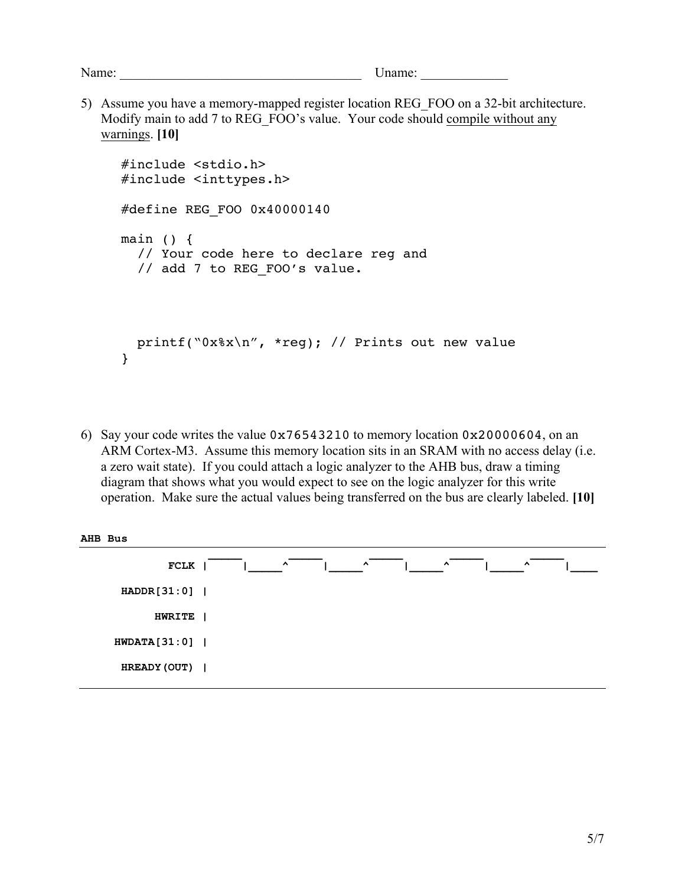Name: ___________________________________ Uname: ____________

5) Assume you have a memory-mapped register location REG_FOO on a 32-bit architecture. Modify main to add 7 to REG_FOO's value. Your code should <u>compile without any warnings</u>. **[10]**

```
#include <stdio.h>
#include <inttypes.h>

#define REG_FOO 0x40000140

main () {
  // Your code here to declare reg and
  // add 7 to REG_FOO's value.



  printf("0x%x\n", *reg); // Prints out new value
}
```

6) Say your code writes the value `0x76543210` to memory location `0x20000604`, on an ARM Cortex-M3. Assume this memory location sits in an SRAM with no access delay (i.e. a zero wait state). If you could attach a logic analyzer to the AHB bus, draw a timing diagram that shows what you would expect to see on the logic analyzer for this write operation. Make sure the actual values being transferred on the bus are clearly labeled. **[10]**

```
AHB Bus
         FCLK | ‾‾‾‾‾|_____^‾‾‾‾‾|_____^‾‾‾‾‾|_____^‾‾‾‾‾|_____^‾‾‾‾‾|____
  HADDR[31:0] |
       HWRITE |
 HWDATA[31:0] |
  HREADY(OUT) |
```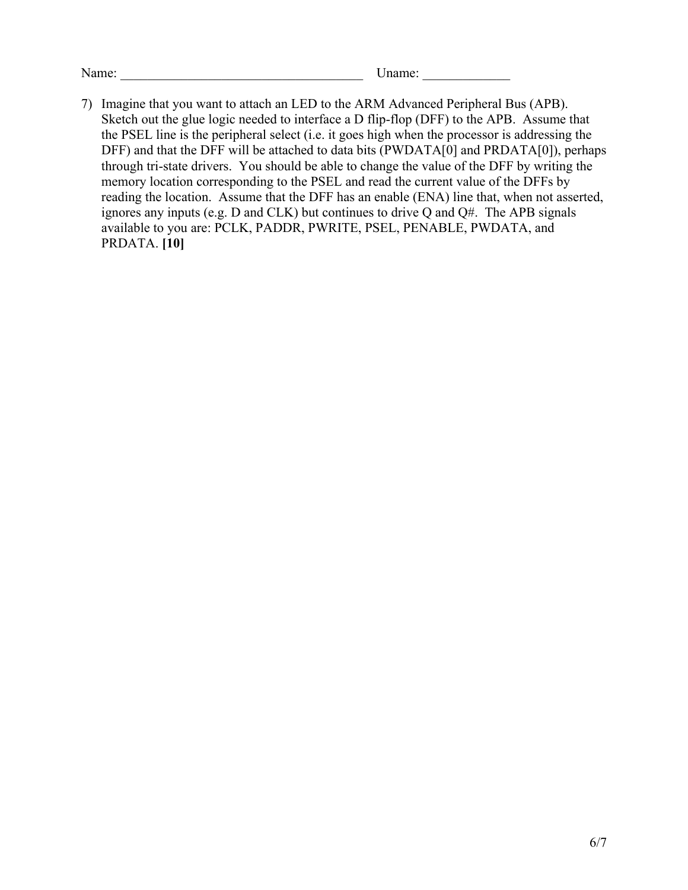Name: ___________________________________ Uname: ____________

7) Imagine that you want to attach an LED to the ARM Advanced Peripheral Bus (APB). Sketch out the glue logic needed to interface a D flip-flop (DFF) to the APB. Assume that the PSEL line is the peripheral select (i.e. it goes high when the processor is addressing the DFF) and that the DFF will be attached to data bits (PWDATA[0] and PRDATA[0]), perhaps through tri-state drivers. You should be able to change the value of the DFF by writing the memory location corresponding to the PSEL and read the current value of the DFFs by reading the location. Assume that the DFF has an enable (ENA) line that, when not asserted, ignores any inputs (e.g. D and CLK) but continues to drive Q and Q#. The APB signals available to you are: PCLK, PADDR, PWRITE, PSEL, PENABLE, PWDATA, and PRDATA. **[10]**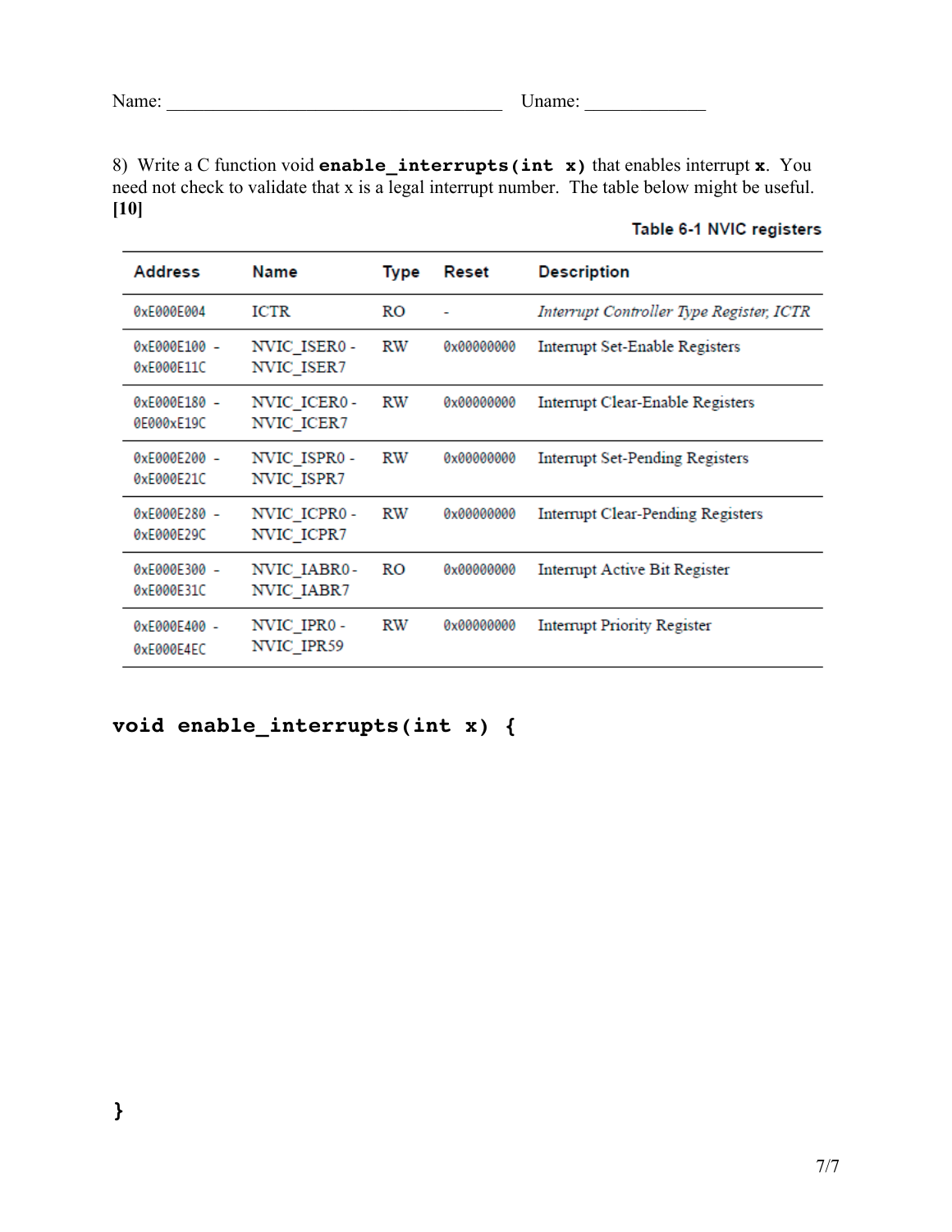Name: ______________________________________ Uname: _____________

8) Write a C function void **enable_interrupts(int x)** that enables interrupt **x**. You need not check to validate that x is a legal interrupt number. The table below might be useful. **[10]**

**Table 6-1 NVIC registers**

| Address | Name | Type | Reset | Description |
|---|---|---|---|---|
| 0xE000E004 | ICTR | RO | - | *Interrupt Controller Type Register, ICTR* |
| 0xE000E100 - 0xE000E11C | NVIC_ISER0 - NVIC_ISER7 | RW | 0x00000000 | Interrupt Set-Enable Registers |
| 0xE000E180 - 0E000xE19C | NVIC_ICER0 - NVIC_ICER7 | RW | 0x00000000 | Interrupt Clear-Enable Registers |
| 0xE000E200 - 0xE000E21C | NVIC_ISPR0 - NVIC_ISPR7 | RW | 0x00000000 | Interrupt Set-Pending Registers |
| 0xE000E280 - 0xE000E29C | NVIC_ICPR0 - NVIC_ICPR7 | RW | 0x00000000 | Interrupt Clear-Pending Registers |
| 0xE000E300 - 0xE000E31C | NVIC_IABR0 - NVIC_IABR7 | RO | 0x00000000 | Interrupt Active Bit Register |
| 0xE000E400 - 0xE000E4EC | NVIC_IPR0 - NVIC_IPR59 | RW | 0x00000000 | Interrupt Priority Register |

```
void enable_interrupts(int x) {




}
```